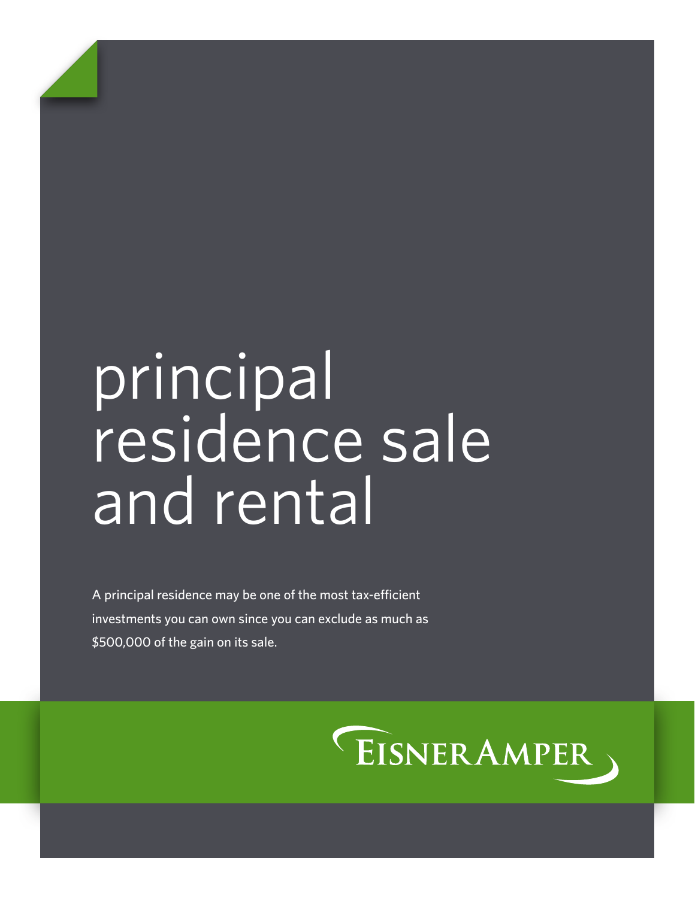# principal residence sale and rental

A principal residence may be one of the most tax-efficient investments you can own since you can exclude as much as $500,000 of the gain on its sale.

EISNERAMPER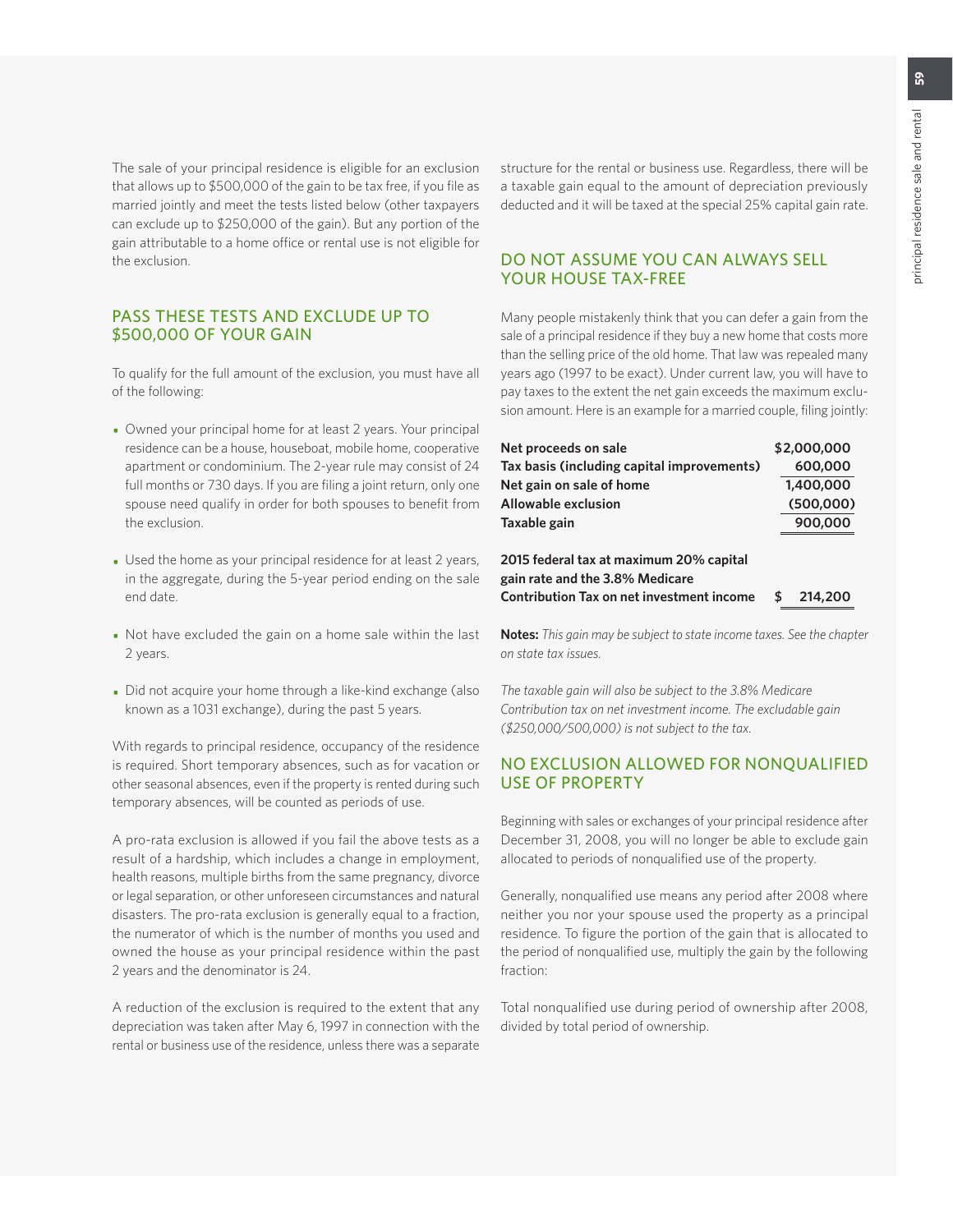The sale of your principal residence is eligible for an exclusion that allows up to $500,000 of the gain to be tax free, if you file as married jointly and meet the tests listed below (other taxpayers can exclude up to $250,000 of the gain). But any portion of the gain attributable to a home office or rental use is not eligible for the exclusion.

## PASS THESE TESTS AND EXCLUDE UP TO $500,000 OF YOUR GAIN

To qualify for the full amount of the exclusion, you must have all of the following:

- Owned your principal home for at least 2 years. Your principal residence can be a house, houseboat, mobile home, cooperative apartment or condominium. The 2-year rule may consist of 24 full months or 730 days. If you are filing a joint return, only one spouse need qualify in order for both spouses to benefit from the exclusion.
- Used the home as your principal residence for at least 2 years, in the aggregate, during the 5-year period ending on the sale end date.
- Not have excluded the gain on a home sale within the last 2 years.
- Did not acquire your home through a like-kind exchange (also known as a 1031 exchange), during the past 5 years.

With regards to principal residence, occupancy of the residence is required. Short temporary absences, such as for vacation or other seasonal absences, even if the property is rented during such temporary absences, will be counted as periods of use.

A pro-rata exclusion is allowed if you fail the above tests as a result of a hardship, which includes a change in employment, health reasons, multiple births from the same pregnancy, divorce or legal separation, or other unforeseen circumstances and natural disasters. The pro-rata exclusion is generally equal to a fraction, the numerator of which is the number of months you used and owned the house as your principal residence within the past 2 years and the denominator is 24.

A reduction of the exclusion is required to the extent that any depreciation was taken after May 6, 1997 in connection with the rental or business use of the residence, unless there was a separate structure for the rental or business use. Regardless, there will be a taxable gain equal to the amount of depreciation previously deducted and it will be taxed at the special 25% capital gain rate.

## DO NOT ASSUME YOU CAN ALWAYS SELL YOUR HOUSE TAX-FREE

Many people mistakenly think that you can defer a gain from the sale of a principal residence if they buy a new home that costs more than the selling price of the old home. That law was repealed many years ago (1997 to be exact). Under current law, you will have to pay taxes to the extent the net gain exceeds the maximum exclusion amount. Here is an example for a married couple, filing jointly:

| | |
|---|---|
| **Net proceeds on sale** | **$2,000,000** |
| **Tax basis (including capital improvements)** | **600,000** |
| **Net gain on sale of home** | **1,400,000** |
| **Allowable exclusion** | **(500,000)** |
| **Taxable gain** | **900,000** |
| **2015 federal tax at maximum 20% capital gain rate and the 3.8% Medicare Contribution Tax on net investment income** | **$ 214,200** |

**Notes:** *This gain may be subject to state income taxes. See the chapter on state tax issues.*

*The taxable gain will also be subject to the 3.8% Medicare Contribution tax on net investment income. The excludable gain ($250,000/500,000) is not subject to the tax.*

## NO EXCLUSION ALLOWED FOR NONQUALIFIED USE OF PROPERTY

Beginning with sales or exchanges of your principal residence after December 31, 2008, you will no longer be able to exclude gain allocated to periods of nonqualified use of the property.

Generally, nonqualified use means any period after 2008 where neither you nor your spouse used the property as a principal residence. To figure the portion of the gain that is allocated to the period of nonqualified use, multiply the gain by the following fraction:

Total nonqualified use during period of ownership after 2008, divided by total period of ownership.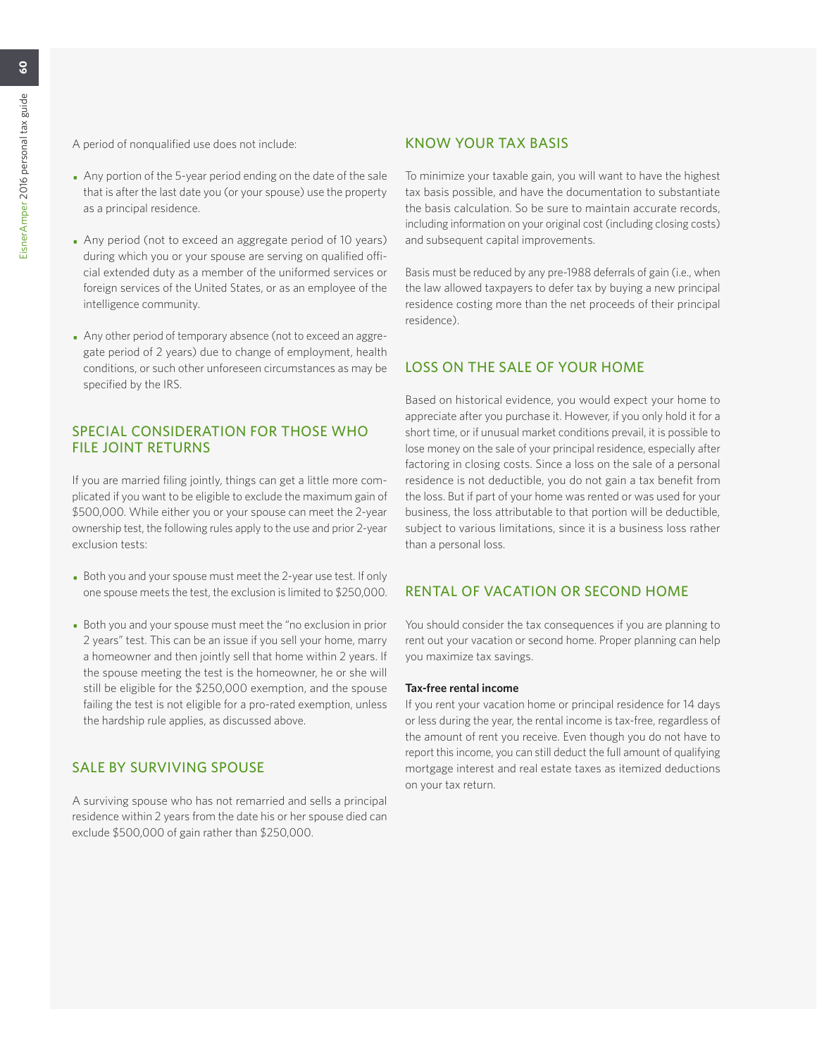A period of nonqualified use does not include:

- Any portion of the 5-year period ending on the date of the sale that is after the last date you (or your spouse) use the property as a principal residence.
- Any period (not to exceed an aggregate period of 10 years) during which you or your spouse are serving on qualified official extended duty as a member of the uniformed services or foreign services of the United States, or as an employee of the intelligence community.
- Any other period of temporary absence (not to exceed an aggregate period of 2 years) due to change of employment, health conditions, or such other unforeseen circumstances as may be specified by the IRS.

## SPECIAL CONSIDERATION FOR THOSE WHO FILE JOINT RETURNS

If you are married filing jointly, things can get a little more complicated if you want to be eligible to exclude the maximum gain of $500,000. While either you or your spouse can meet the 2-year ownership test, the following rules apply to the use and prior 2-year exclusion tests:

- Both you and your spouse must meet the 2-year use test. If only one spouse meets the test, the exclusion is limited to $250,000.
- Both you and your spouse must meet the "no exclusion in prior 2 years" test. This can be an issue if you sell your home, marry a homeowner and then jointly sell that home within 2 years. If the spouse meeting the test is the homeowner, he or she will still be eligible for the $250,000 exemption, and the spouse failing the test is not eligible for a pro-rated exemption, unless the hardship rule applies, as discussed above.

## SALE BY SURVIVING SPOUSE

A surviving spouse who has not remarried and sells a principal residence within 2 years from the date his or her spouse died can exclude $500,000 of gain rather than $250,000.

## KNOW YOUR TAX BASIS

To minimize your taxable gain, you will want to have the highest tax basis possible, and have the documentation to substantiate the basis calculation. So be sure to maintain accurate records, including information on your original cost (including closing costs) and subsequent capital improvements.

Basis must be reduced by any pre-1988 deferrals of gain (i.e., when the law allowed taxpayers to defer tax by buying a new principal residence costing more than the net proceeds of their principal residence).

## LOSS ON THE SALE OF YOUR HOME

Based on historical evidence, you would expect your home to appreciate after you purchase it. However, if you only hold it for a short time, or if unusual market conditions prevail, it is possible to lose money on the sale of your principal residence, especially after factoring in closing costs. Since a loss on the sale of a personal residence is not deductible, you do not gain a tax benefit from the loss. But if part of your home was rented or was used for your business, the loss attributable to that portion will be deductible, subject to various limitations, since it is a business loss rather than a personal loss.

## RENTAL OF VACATION OR SECOND HOME

You should consider the tax consequences if you are planning to rent out your vacation or second home. Proper planning can help you maximize tax savings.

**Tax-free rental income**

If you rent your vacation home or principal residence for 14 days or less during the year, the rental income is tax-free, regardless of the amount of rent you receive. Even though you do not have to report this income, you can still deduct the full amount of qualifying mortgage interest and real estate taxes as itemized deductions on your tax return.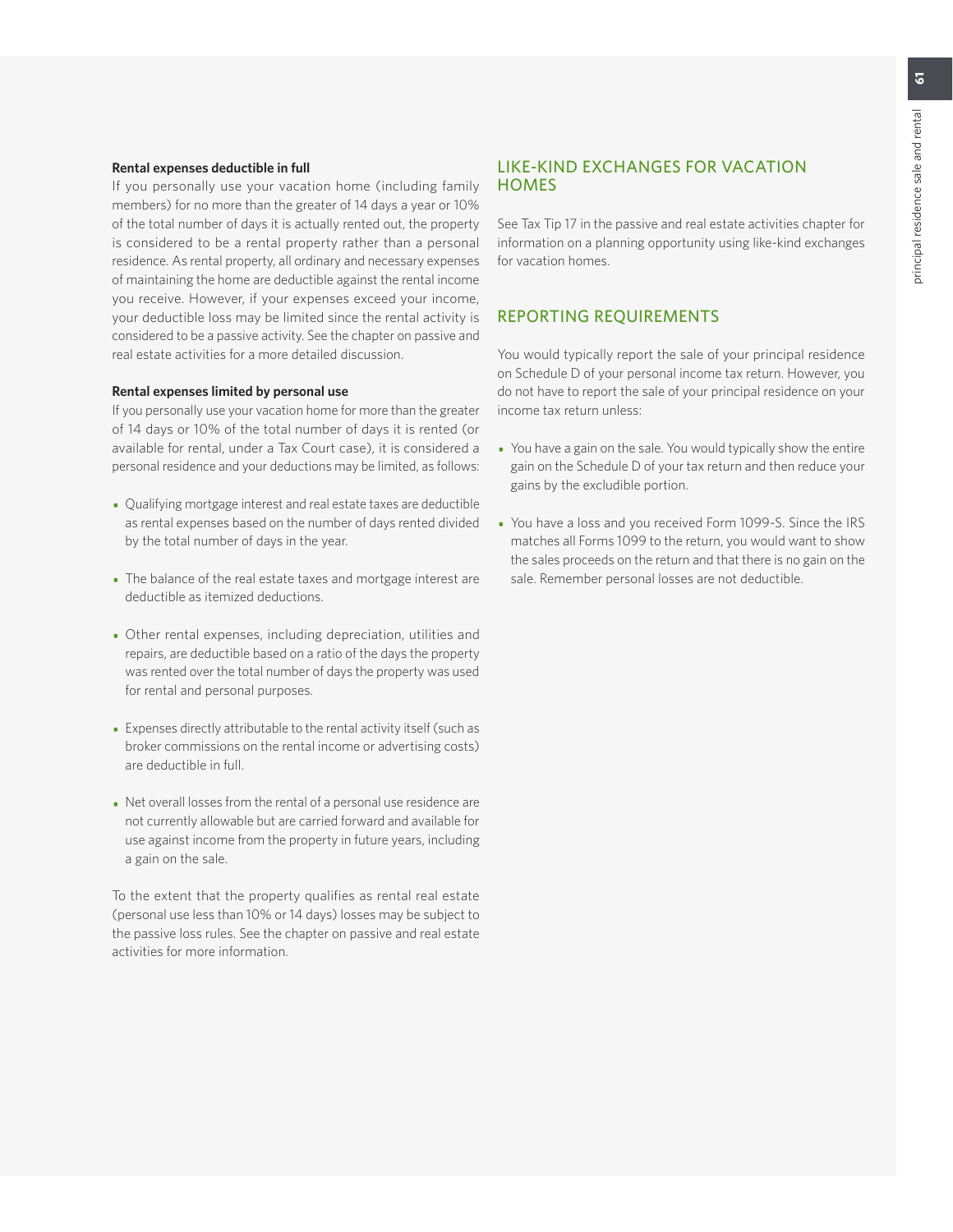**Rental expenses deductible in full**

If you personally use your vacation home (including family members) for no more than the greater of 14 days a year or 10% of the total number of days it is actually rented out, the property is considered to be a rental property rather than a personal residence. As rental property, all ordinary and necessary expenses of maintaining the home are deductible against the rental income you receive. However, if your expenses exceed your income, your deductible loss may be limited since the rental activity is considered to be a passive activity. See the chapter on passive and real estate activities for a more detailed discussion.

**Rental expenses limited by personal use**

If you personally use your vacation home for more than the greater of 14 days or 10% of the total number of days it is rented (or available for rental, under a Tax Court case), it is considered a personal residence and your deductions may be limited, as follows:

- Qualifying mortgage interest and real estate taxes are deductible as rental expenses based on the number of days rented divided by the total number of days in the year.
- The balance of the real estate taxes and mortgage interest are deductible as itemized deductions.
- Other rental expenses, including depreciation, utilities and repairs, are deductible based on a ratio of the days the property was rented over the total number of days the property was used for rental and personal purposes.
- Expenses directly attributable to the rental activity itself (such as broker commissions on the rental income or advertising costs) are deductible in full.
- Net overall losses from the rental of a personal use residence are not currently allowable but are carried forward and available for use against income from the property in future years, including a gain on the sale.

To the extent that the property qualifies as rental real estate (personal use less than 10% or 14 days) losses may be subject to the passive loss rules. See the chapter on passive and real estate activities for more information.

## LIKE-KIND EXCHANGES FOR VACATION HOMES

See Tax Tip 17 in the passive and real estate activities chapter for information on a planning opportunity using like-kind exchanges for vacation homes.

## REPORTING REQUIREMENTS

You would typically report the sale of your principal residence on Schedule D of your personal income tax return. However, you do not have to report the sale of your principal residence on your income tax return unless:

- You have a gain on the sale. You would typically show the entire gain on the Schedule D of your tax return and then reduce your gains by the excludible portion.
- You have a loss and you received Form 1099-S. Since the IRS matches all Forms 1099 to the return, you would want to show the sales proceeds on the return and that there is no gain on the sale. Remember personal losses are not deductible.